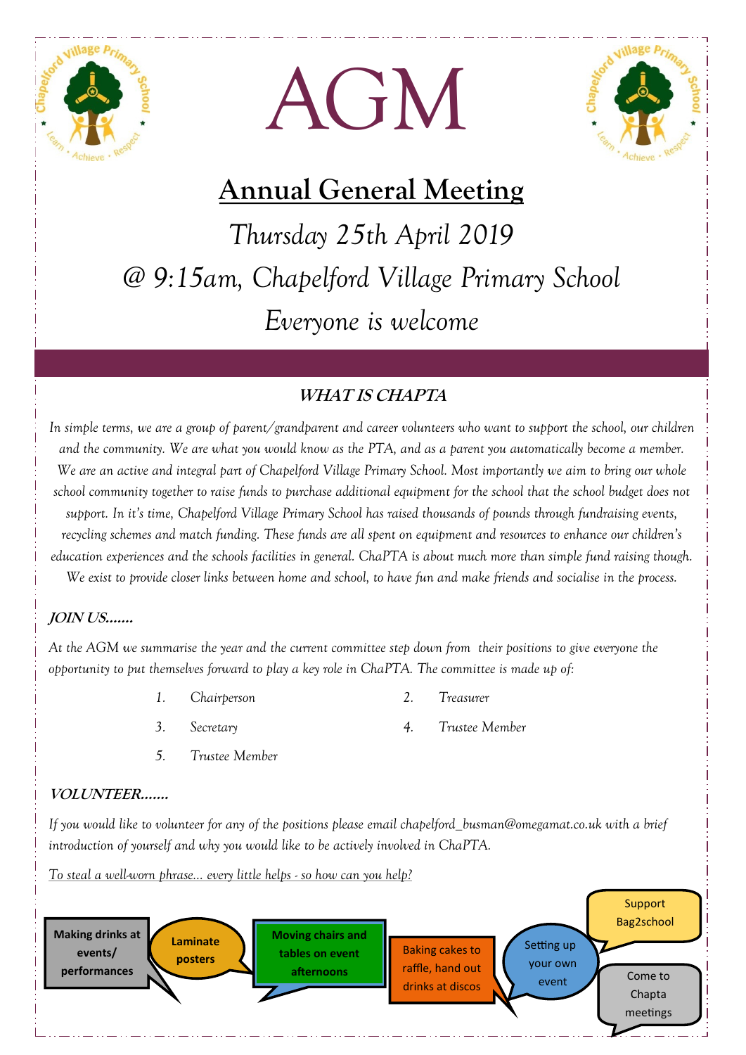# AGM

## Annual General Meeting

*Thursday 25th April 2019*

*@ 9:15am, Chapelford Village Primary School*

*Everyone is welcome*

### WHAT IS CHAPTA

*In simple terms, we are a group of parent/grandparent and career volunteers who want to support the school, our children and the community. We are what you would know as the PTA, and as a parent you automatically become a member. We are an active and integral part of Chapelford Village Primary School. Most importantly we aim to bring our whole school community together to raise funds to purchase additional equipment for the school that the school budget does not support. In it's time, Chapelford Village Primary School has raised thousands of pounds through fundraising events, recycling schemes and match funding. These funds are all spent on equipment and resources to enhance our children's education experiences and the schools facilities in general. ChaPTA is about much more than simple fund raising though. We exist to provide closer links between home and school, to have fun and make friends and socialise in the process.*

### JOIN US.......

*At the AGM we summarise the year and the current committee step down from their positions to give everyone the opportunity to put themselves forward to play a key role in ChaPTA. The committee is made up of:*

1. *Chairperson*
2. *Treasurer*
3. *Secretary*
4. *Trustee Member*
5. *Trustee Member*

### VOLUNTEER.......

*If you would like to volunteer for any of the positions please email chapelford_busman@omegamat.co.uk with a brief introduction of yourself and why you would like to be actively involved in ChaPTA.*

*To steal a well-worn phrase... every little helps - so how can you help?*

- **Making drinks at events/ performances**
- **Laminate posters**
- **Moving chairs and tables on event afternoons**
- Baking cakes to raffle, hand out drinks at discos
- Setting up your own event
- Support Bag2school
- Come to Chapta meetings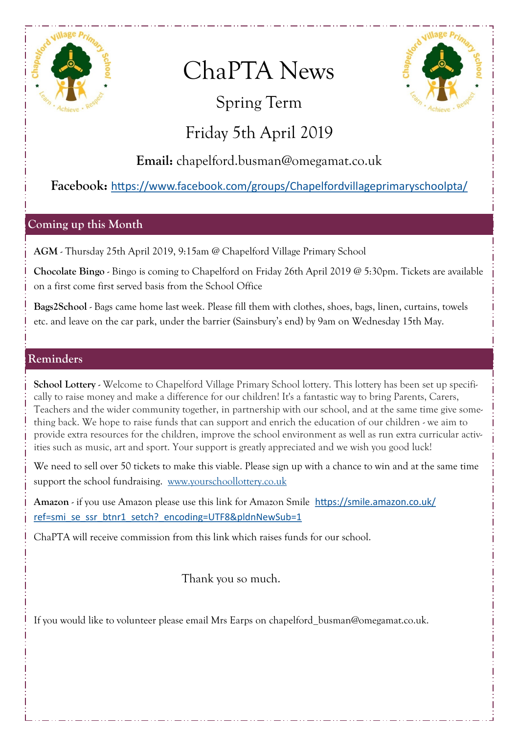# ChaPTA News

## Spring Term

## Friday 5th April 2019

**Email:** chapelford.busman@omegamat.co.uk

**Facebook:** https://www.facebook.com/groups/Chapelfordvillageprimaryschoolpta/

## Coming up this Month

**AGM** - Thursday 25th April 2019, 9:15am @ Chapelford Village Primary School

**Chocolate Bingo** - Bingo is coming to Chapelford on Friday 26th April 2019 @ 5:30pm. Tickets are available on a first come first served basis from the School Office

**Bags2School** - Bags came home last week. Please fill them with clothes, shoes, bags, linen, curtains, towels etc. and leave on the car park, under the barrier (Sainsbury's end) by 9am on Wednesday 15th May.

## Reminders

**School Lottery** - Welcome to Chapelford Village Primary School lottery. This lottery has been set up specifically to raise money and make a difference for our children! It's a fantastic way to bring Parents, Carers, Teachers and the wider community together, in partnership with our school, and at the same time give something back. We hope to raise funds that can support and enrich the education of our children - we aim to provide extra resources for the children, improve the school environment as well as run extra curricular activities such as music, art and sport. Your support is greatly appreciated and we wish you good luck!

We need to sell over 50 tickets to make this viable. Please sign up with a chance to win and at the same time support the school fundraising. www.yourschoollottery.co.uk

**Amazon** - if you use Amazon please use this link for Amazon Smile https://smile.amazon.co.uk/ref=smi_se_ssr_btnr1_setch?_encoding=UTF8&pldnNewSub=1

ChaPTA will receive commission from this link which raises funds for our school.

Thank you so much.

If you would like to volunteer please email Mrs Earps on chapelford_busman@omegamat.co.uk.